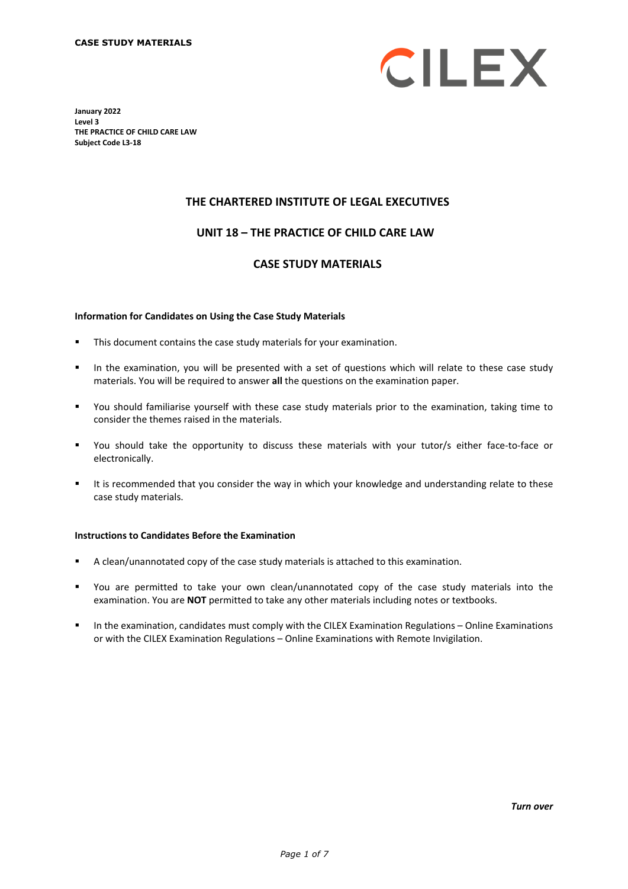**CASE STUDY MATERIALS**

CILEX

**January 2022**
**Level 3**
**THE PRACTICE OF CHILD CARE LAW**
**Subject Code L3-18**

## THE CHARTERED INSTITUTE OF LEGAL EXECUTIVES

## UNIT 18 – THE PRACTICE OF CHILD CARE LAW

## CASE STUDY MATERIALS

**Information for Candidates on Using the Case Study Materials**

- This document contains the case study materials for your examination.
- In the examination, you will be presented with a set of questions which will relate to these case study materials. You will be required to answer **all** the questions on the examination paper.
- You should familiarise yourself with these case study materials prior to the examination, taking time to consider the themes raised in the materials.
- You should take the opportunity to discuss these materials with your tutor/s either face-to-face or electronically.
- It is recommended that you consider the way in which your knowledge and understanding relate to these case study materials.

**Instructions to Candidates Before the Examination**

- A clean/unannotated copy of the case study materials is attached to this examination.
- You are permitted to take your own clean/unannotated copy of the case study materials into the examination. You are **NOT** permitted to take any other materials including notes or textbooks.
- In the examination, candidates must comply with the CILEX Examination Regulations – Online Examinations or with the CILEX Examination Regulations – Online Examinations with Remote Invigilation.

***Turn over***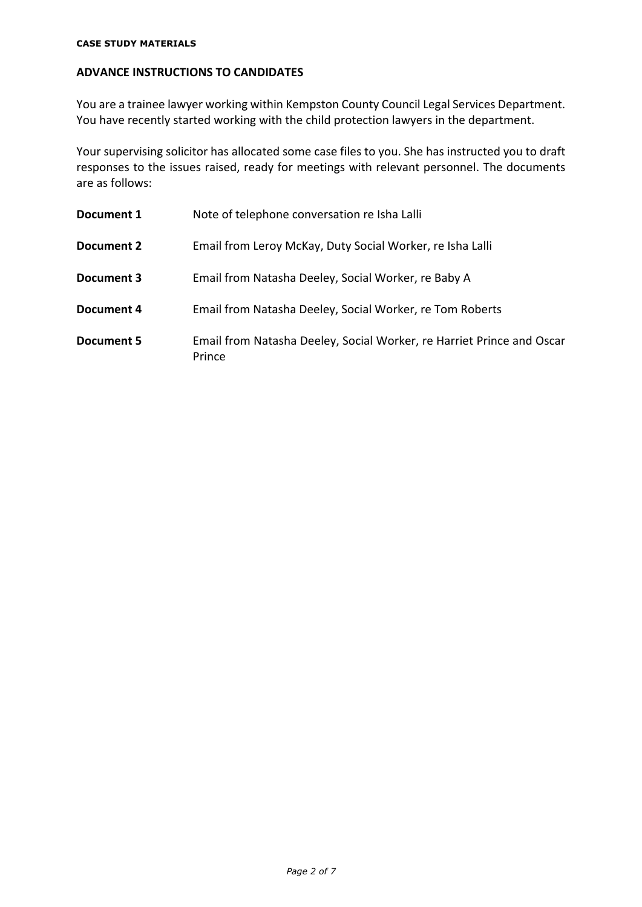**CASE STUDY MATERIALS**

## ADVANCE INSTRUCTIONS TO CANDIDATES

You are a trainee lawyer working within Kempston County Council Legal Services Department. You have recently started working with the child protection lawyers in the department.

Your supervising solicitor has allocated some case files to you. She has instructed you to draft responses to the issues raised, ready for meetings with relevant personnel. The documents are as follows:

| | |
|---|---|
| **Document 1** | Note of telephone conversation re Isha Lalli |
| **Document 2** | Email from Leroy McKay, Duty Social Worker, re Isha Lalli |
| **Document 3** | Email from Natasha Deeley, Social Worker, re Baby A |
| **Document 4** | Email from Natasha Deeley, Social Worker, re Tom Roberts |
| **Document 5** | Email from Natasha Deeley, Social Worker, re Harriet Prince and Oscar Prince |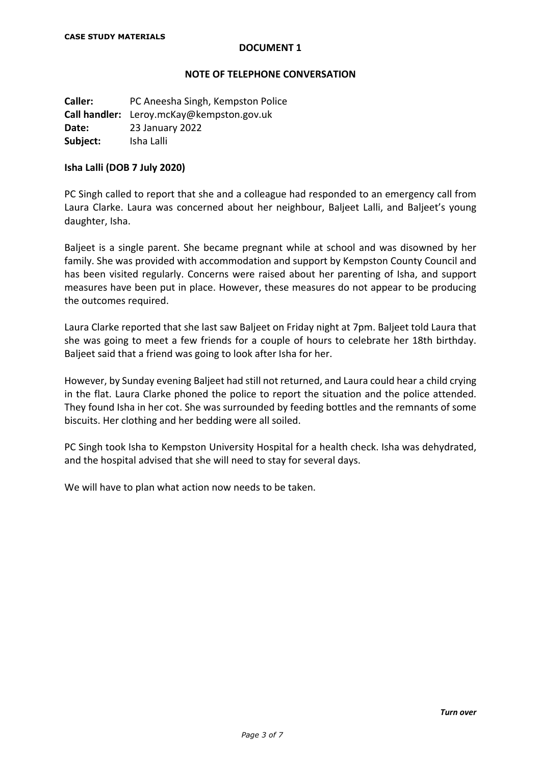**CASE STUDY MATERIALS**

## DOCUMENT 1

### NOTE OF TELEPHONE CONVERSATION

**Caller:** PC Aneesha Singh, Kempston Police
**Call handler:** Leroy.mcKay@kempston.gov.uk
**Date:** 23 January 2022
**Subject:** Isha Lalli

**Isha Lalli (DOB 7 July 2020)**

PC Singh called to report that she and a colleague had responded to an emergency call from Laura Clarke. Laura was concerned about her neighbour, Baljeet Lalli, and Baljeet's young daughter, Isha.

Baljeet is a single parent. She became pregnant while at school and was disowned by her family. She was provided with accommodation and support by Kempston County Council and has been visited regularly. Concerns were raised about her parenting of Isha, and support measures have been put in place. However, these measures do not appear to be producing the outcomes required.

Laura Clarke reported that she last saw Baljeet on Friday night at 7pm. Baljeet told Laura that she was going to meet a few friends for a couple of hours to celebrate her 18th birthday. Baljeet said that a friend was going to look after Isha for her.

However, by Sunday evening Baljeet had still not returned, and Laura could hear a child crying in the flat. Laura Clarke phoned the police to report the situation and the police attended. They found Isha in her cot. She was surrounded by feeding bottles and the remnants of some biscuits. Her clothing and her bedding were all soiled.

PC Singh took Isha to Kempston University Hospital for a health check. Isha was dehydrated, and the hospital advised that she will need to stay for several days.

We will have to plan what action now needs to be taken.

***Turn over***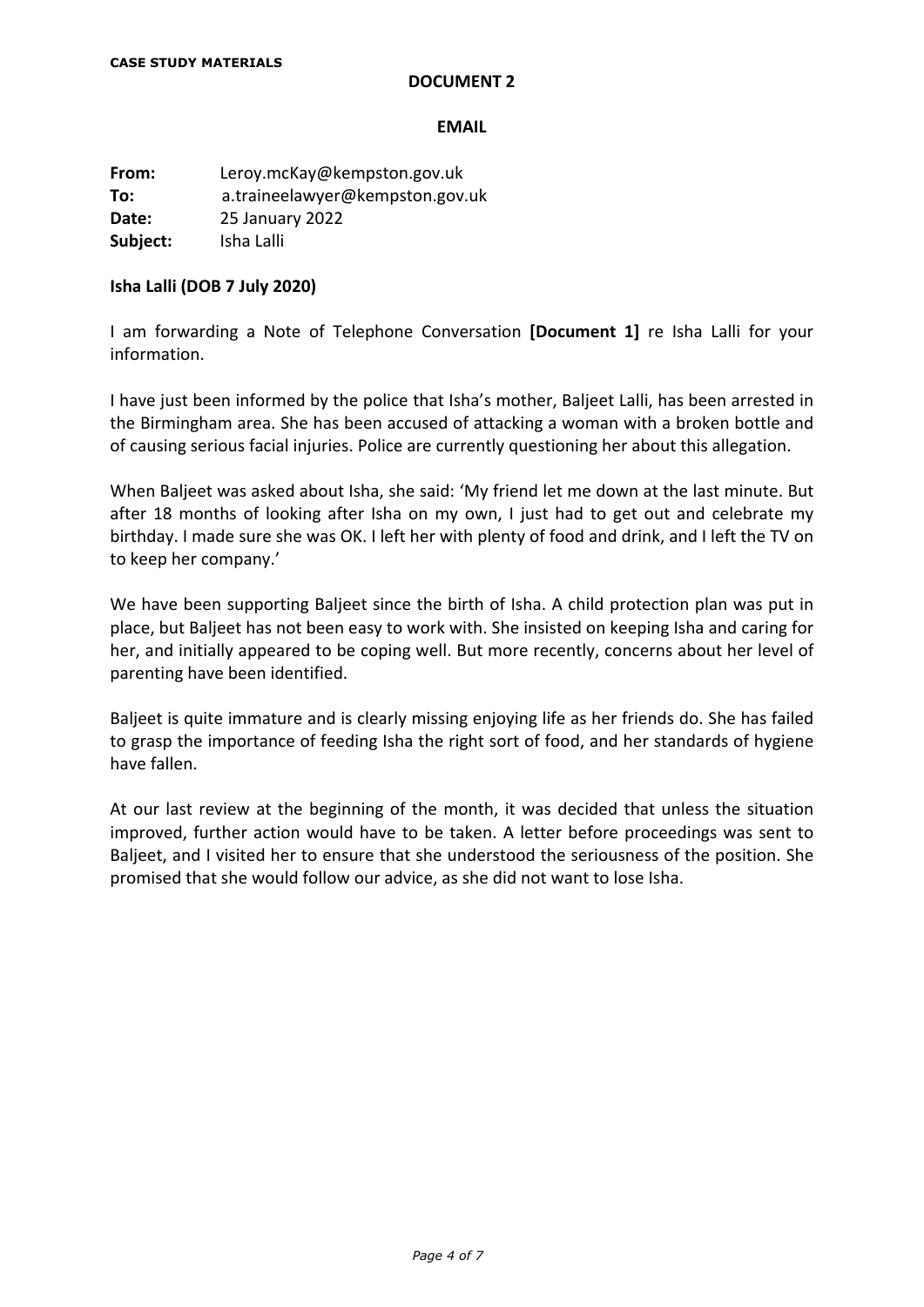**DOCUMENT 2**

**EMAIL**

**From:** Leroy.mcKay@kempston.gov.uk
**To:** a.traineelawyer@kempston.gov.uk
**Date:** 25 January 2022
**Subject:** Isha Lalli

**Isha Lalli (DOB 7 July 2020)**

I am forwarding a Note of Telephone Conversation **[Document 1]** re Isha Lalli for your information.

I have just been informed by the police that Isha's mother, Baljeet Lalli, has been arrested in the Birmingham area. She has been accused of attacking a woman with a broken bottle and of causing serious facial injuries. Police are currently questioning her about this allegation.

When Baljeet was asked about Isha, she said: 'My friend let me down at the last minute. But after 18 months of looking after Isha on my own, I just had to get out and celebrate my birthday. I made sure she was OK. I left her with plenty of food and drink, and I left the TV on to keep her company.'

We have been supporting Baljeet since the birth of Isha. A child protection plan was put in place, but Baljeet has not been easy to work with. She insisted on keeping Isha and caring for her, and initially appeared to be coping well. But more recently, concerns about her level of parenting have been identified.

Baljeet is quite immature and is clearly missing enjoying life as her friends do. She has failed to grasp the importance of feeding Isha the right sort of food, and her standards of hygiene have fallen.

At our last review at the beginning of the month, it was decided that unless the situation improved, further action would have to be taken. A letter before proceedings was sent to Baljeet, and I visited her to ensure that she understood the seriousness of the position. She promised that she would follow our advice, as she did not want to lose Isha.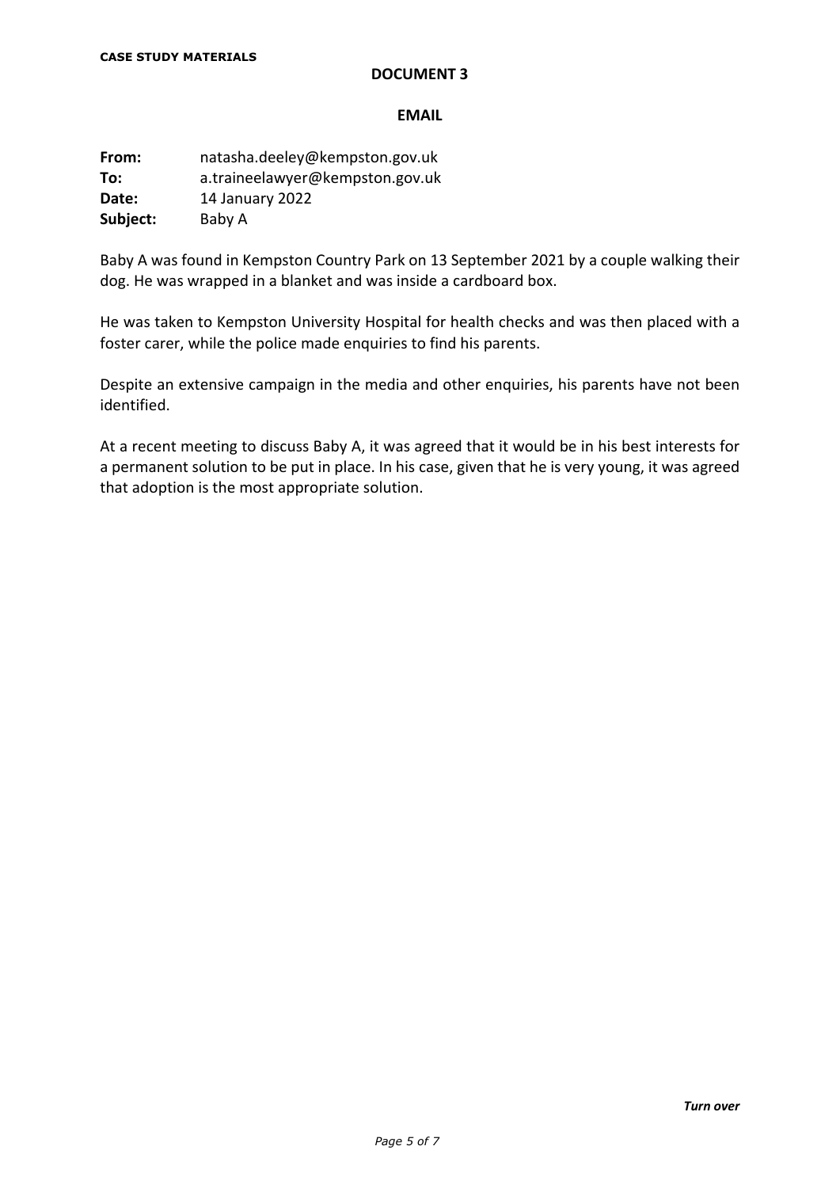## DOCUMENT 3

### EMAIL

**From:** natasha.deeley@kempston.gov.uk
**To:** a.traineelawyer@kempston.gov.uk
**Date:** 14 January 2022
**Subject:** Baby A

Baby A was found in Kempston Country Park on 13 September 2021 by a couple walking their dog. He was wrapped in a blanket and was inside a cardboard box.

He was taken to Kempston University Hospital for health checks and was then placed with a foster carer, while the police made enquiries to find his parents.

Despite an extensive campaign in the media and other enquiries, his parents have not been identified.

At a recent meeting to discuss Baby A, it was agreed that it would be in his best interests for a permanent solution to be put in place. In his case, given that he is very young, it was agreed that adoption is the most appropriate solution.

***Turn over***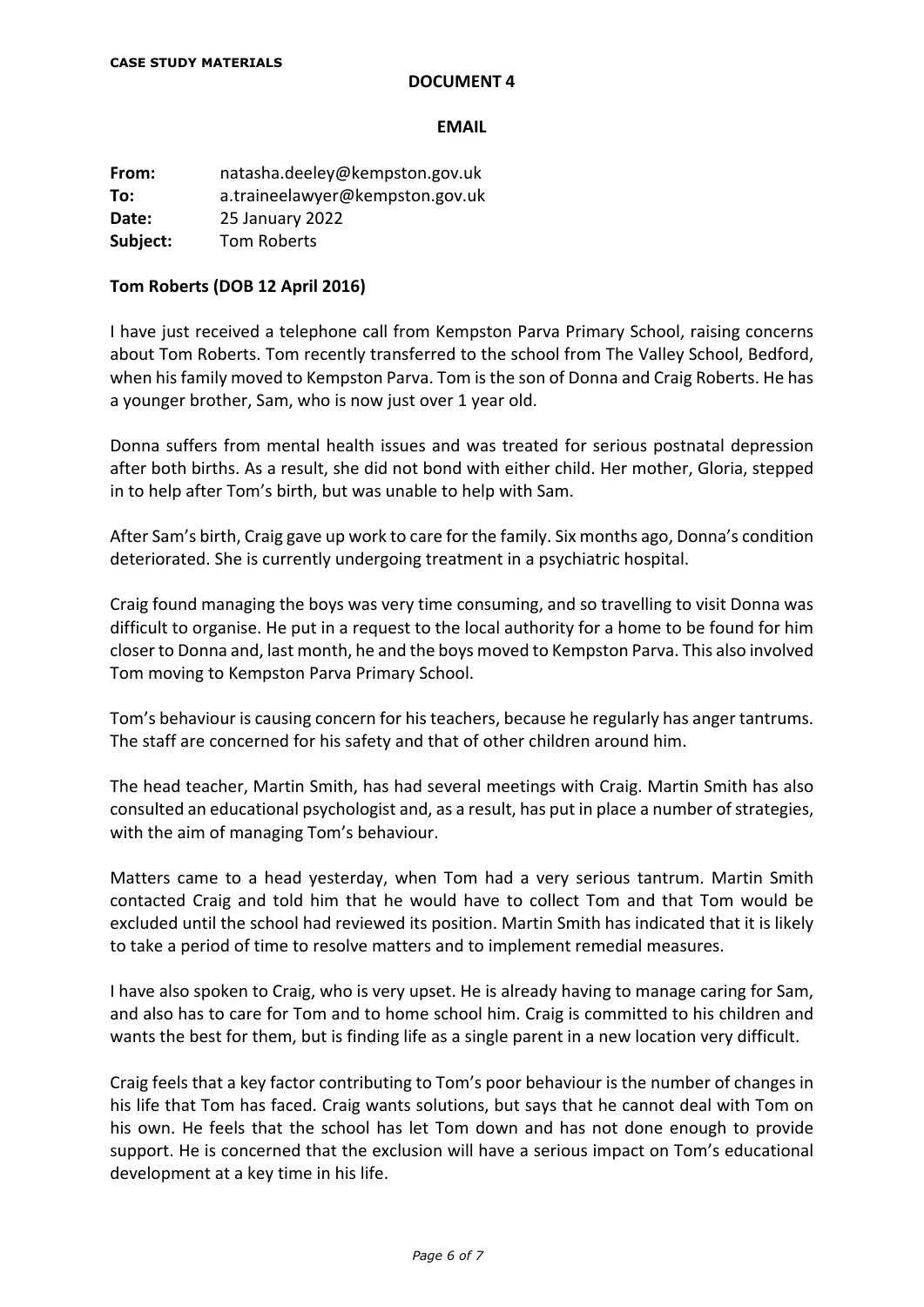**CASE STUDY MATERIALS**

**DOCUMENT 4**

**EMAIL**

**From:** natasha.deeley@kempston.gov.uk
**To:** a.traineelawyer@kempston.gov.uk
**Date:** 25 January 2022
**Subject:** Tom Roberts

**Tom Roberts (DOB 12 April 2016)**

I have just received a telephone call from Kempston Parva Primary School, raising concerns about Tom Roberts. Tom recently transferred to the school from The Valley School, Bedford, when his family moved to Kempston Parva. Tom is the son of Donna and Craig Roberts. He has a younger brother, Sam, who is now just over 1 year old.

Donna suffers from mental health issues and was treated for serious postnatal depression after both births. As a result, she did not bond with either child. Her mother, Gloria, stepped in to help after Tom's birth, but was unable to help with Sam.

After Sam's birth, Craig gave up work to care for the family. Six months ago, Donna's condition deteriorated. She is currently undergoing treatment in a psychiatric hospital.

Craig found managing the boys was very time consuming, and so travelling to visit Donna was difficult to organise. He put in a request to the local authority for a home to be found for him closer to Donna and, last month, he and the boys moved to Kempston Parva. This also involved Tom moving to Kempston Parva Primary School.

Tom's behaviour is causing concern for his teachers, because he regularly has anger tantrums. The staff are concerned for his safety and that of other children around him.

The head teacher, Martin Smith, has had several meetings with Craig. Martin Smith has also consulted an educational psychologist and, as a result, has put in place a number of strategies, with the aim of managing Tom's behaviour.

Matters came to a head yesterday, when Tom had a very serious tantrum. Martin Smith contacted Craig and told him that he would have to collect Tom and that Tom would be excluded until the school had reviewed its position. Martin Smith has indicated that it is likely to take a period of time to resolve matters and to implement remedial measures.

I have also spoken to Craig, who is very upset. He is already having to manage caring for Sam, and also has to care for Tom and to home school him. Craig is committed to his children and wants the best for them, but is finding life as a single parent in a new location very difficult.

Craig feels that a key factor contributing to Tom's poor behaviour is the number of changes in his life that Tom has faced. Craig wants solutions, but says that he cannot deal with Tom on his own. He feels that the school has let Tom down and has not done enough to provide support. He is concerned that the exclusion will have a serious impact on Tom's educational development at a key time in his life.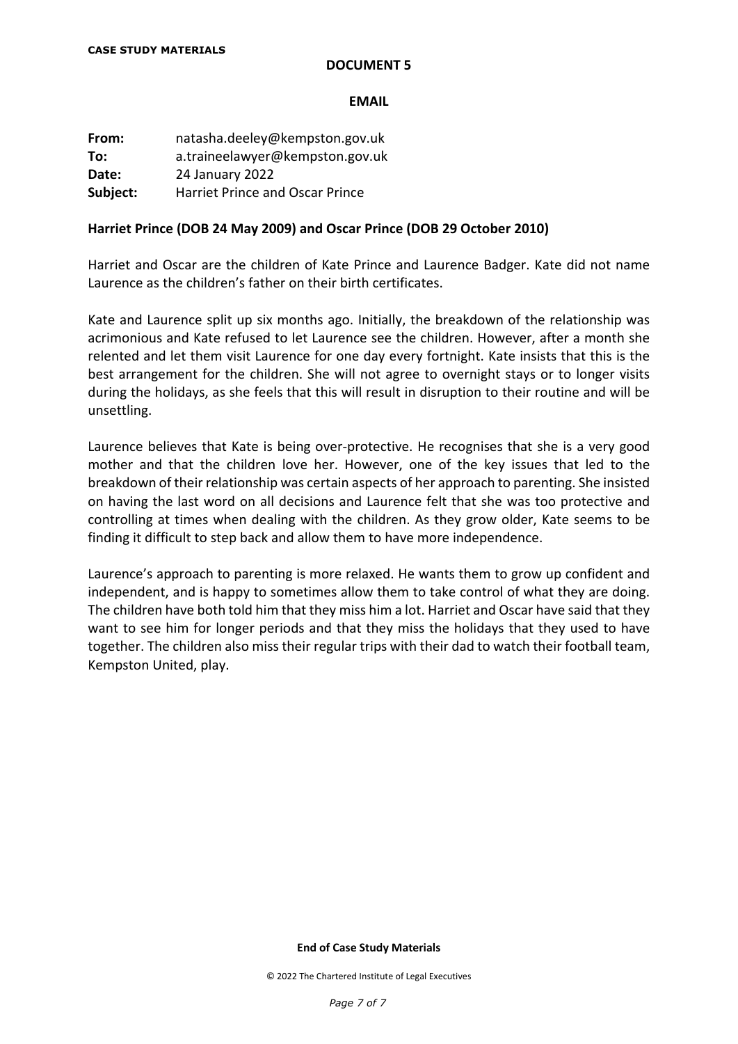**DOCUMENT 5**

**EMAIL**

**From:** natasha.deeley@kempston.gov.uk
**To:** a.traineelawyer@kempston.gov.uk
**Date:** 24 January 2022
**Subject:** Harriet Prince and Oscar Prince

**Harriet Prince (DOB 24 May 2009) and Oscar Prince (DOB 29 October 2010)**

Harriet and Oscar are the children of Kate Prince and Laurence Badger. Kate did not name Laurence as the children's father on their birth certificates.

Kate and Laurence split up six months ago. Initially, the breakdown of the relationship was acrimonious and Kate refused to let Laurence see the children. However, after a month she relented and let them visit Laurence for one day every fortnight. Kate insists that this is the best arrangement for the children. She will not agree to overnight stays or to longer visits during the holidays, as she feels that this will result in disruption to their routine and will be unsettling.

Laurence believes that Kate is being over-protective. He recognises that she is a very good mother and that the children love her. However, one of the key issues that led to the breakdown of their relationship was certain aspects of her approach to parenting. She insisted on having the last word on all decisions and Laurence felt that she was too protective and controlling at times when dealing with the children. As they grow older, Kate seems to be finding it difficult to step back and allow them to have more independence.

Laurence's approach to parenting is more relaxed. He wants them to grow up confident and independent, and is happy to sometimes allow them to take control of what they are doing. The children have both told him that they miss him a lot. Harriet and Oscar have said that they want to see him for longer periods and that they miss the holidays that they used to have together. The children also miss their regular trips with their dad to watch their football team, Kempston United, play.

**End of Case Study Materials**

© 2022 The Chartered Institute of Legal Executives